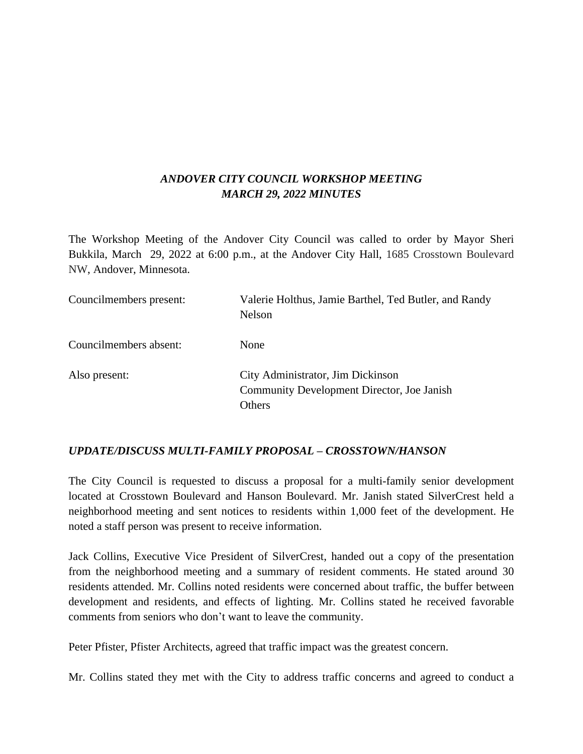***ANDOVER CITY COUNCIL WORKSHOP MEETING***
***MARCH 29, 2022 MINUTES***

The Workshop Meeting of the Andover City Council was called to order by Mayor Sheri Bukkila, March 29, 2022 at 6:00 p.m., at the Andover City Hall, 1685 Crosstown Boulevard NW, Andover, Minnesota.

| | |
|---|---|
| Councilmembers present: | Valerie Holthus, Jamie Barthel, Ted Butler, and Randy Nelson |
| Councilmembers absent: | None |
| Also present: | City Administrator, Jim Dickinson<br>Community Development Director, Joe Janish<br>Others |

***UPDATE/DISCUSS MULTI-FAMILY PROPOSAL – CROSSTOWN/HANSON***

The City Council is requested to discuss a proposal for a multi-family senior development located at Crosstown Boulevard and Hanson Boulevard. Mr. Janish stated SilverCrest held a neighborhood meeting and sent notices to residents within 1,000 feet of the development. He noted a staff person was present to receive information.

Jack Collins, Executive Vice President of SilverCrest, handed out a copy of the presentation from the neighborhood meeting and a summary of resident comments. He stated around 30 residents attended. Mr. Collins noted residents were concerned about traffic, the buffer between development and residents, and effects of lighting. Mr. Collins stated he received favorable comments from seniors who don't want to leave the community.

Peter Pfister, Pfister Architects, agreed that traffic impact was the greatest concern.

Mr. Collins stated they met with the City to address traffic concerns and agreed to conduct a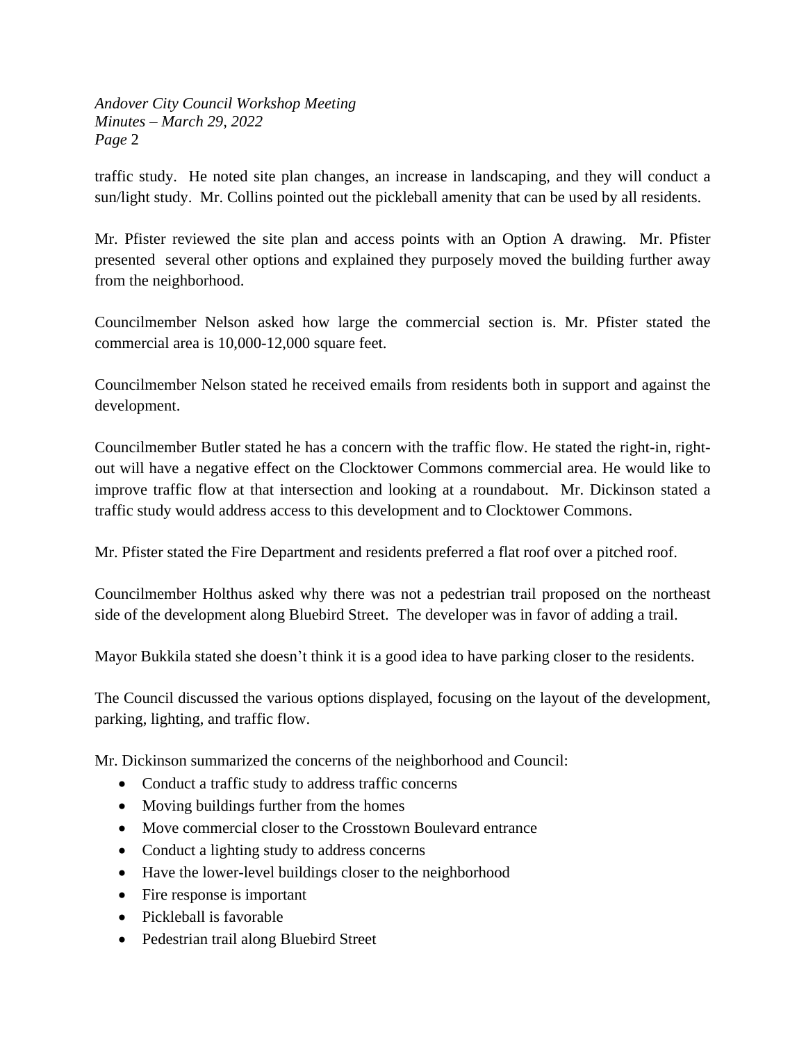traffic study. He noted site plan changes, an increase in landscaping, and they will conduct a sun/light study. Mr. Collins pointed out the pickleball amenity that can be used by all residents.

Mr. Pfister reviewed the site plan and access points with an Option A drawing. Mr. Pfister presented several other options and explained they purposely moved the building further away from the neighborhood.

Councilmember Nelson asked how large the commercial section is. Mr. Pfister stated the commercial area is 10,000-12,000 square feet.

Councilmember Nelson stated he received emails from residents both in support and against the development.

Councilmember Butler stated he has a concern with the traffic flow. He stated the right-in, right-out will have a negative effect on the Clocktower Commons commercial area. He would like to improve traffic flow at that intersection and looking at a roundabout. Mr. Dickinson stated a traffic study would address access to this development and to Clocktower Commons.

Mr. Pfister stated the Fire Department and residents preferred a flat roof over a pitched roof.

Councilmember Holthus asked why there was not a pedestrian trail proposed on the northeast side of the development along Bluebird Street. The developer was in favor of adding a trail.

Mayor Bukkila stated she doesn't think it is a good idea to have parking closer to the residents.

The Council discussed the various options displayed, focusing on the layout of the development, parking, lighting, and traffic flow.

Mr. Dickinson summarized the concerns of the neighborhood and Council:

- Conduct a traffic study to address traffic concerns
- Moving buildings further from the homes
- Move commercial closer to the Crosstown Boulevard entrance
- Conduct a lighting study to address concerns
- Have the lower-level buildings closer to the neighborhood
- Fire response is important
- Pickleball is favorable
- Pedestrian trail along Bluebird Street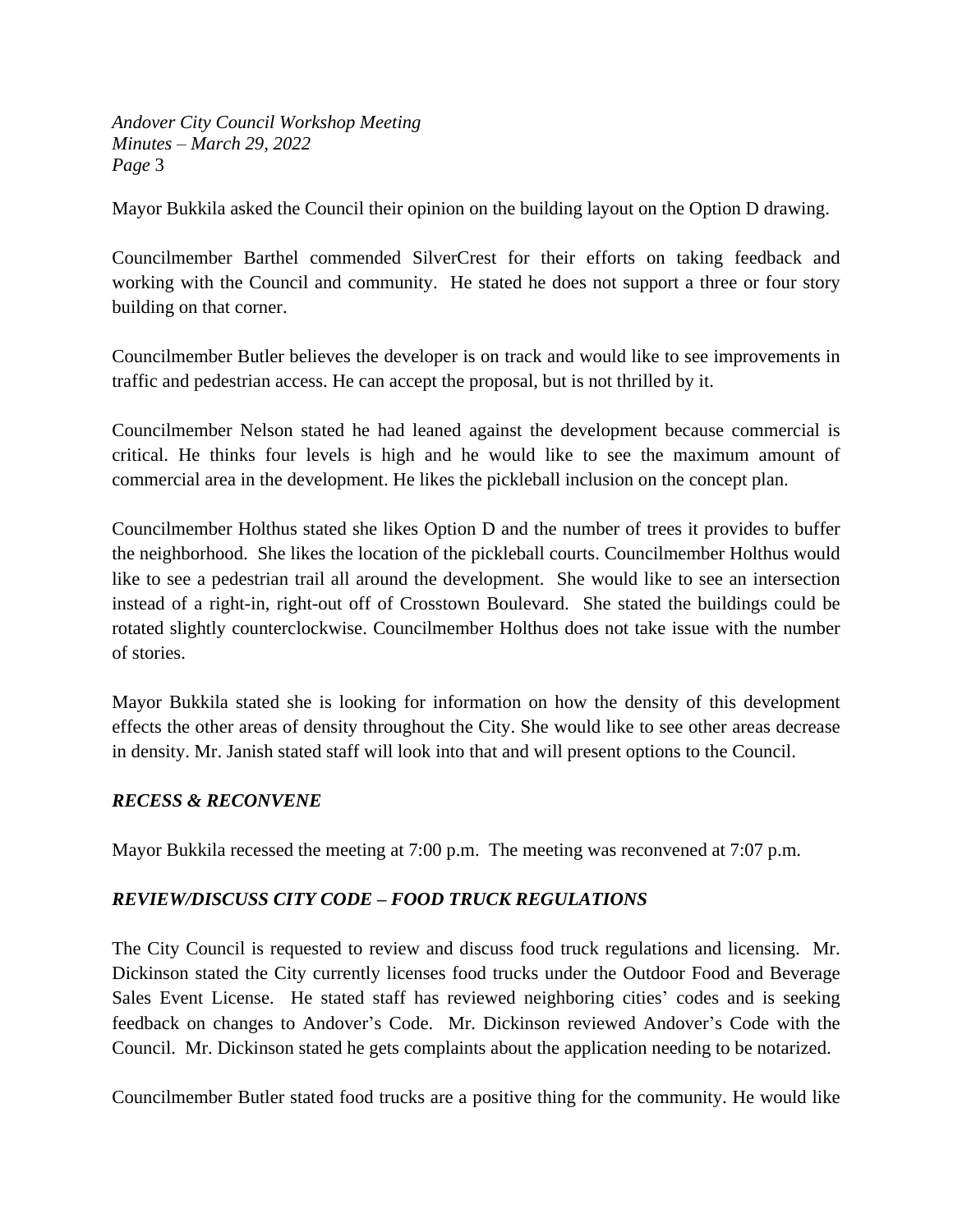Mayor Bukkila asked the Council their opinion on the building layout on the Option D drawing.

Councilmember Barthel commended SilverCrest for their efforts on taking feedback and working with the Council and community. He stated he does not support a three or four story building on that corner.

Councilmember Butler believes the developer is on track and would like to see improvements in traffic and pedestrian access. He can accept the proposal, but is not thrilled by it.

Councilmember Nelson stated he had leaned against the development because commercial is critical. He thinks four levels is high and he would like to see the maximum amount of commercial area in the development. He likes the pickleball inclusion on the concept plan.

Councilmember Holthus stated she likes Option D and the number of trees it provides to buffer the neighborhood. She likes the location of the pickleball courts. Councilmember Holthus would like to see a pedestrian trail all around the development. She would like to see an intersection instead of a right-in, right-out off of Crosstown Boulevard. She stated the buildings could be rotated slightly counterclockwise. Councilmember Holthus does not take issue with the number of stories.

Mayor Bukkila stated she is looking for information on how the density of this development effects the other areas of density throughout the City. She would like to see other areas decrease in density. Mr. Janish stated staff will look into that and will present options to the Council.

### *RECESS & RECONVENE*

Mayor Bukkila recessed the meeting at 7:00 p.m. The meeting was reconvened at 7:07 p.m.

### *REVIEW/DISCUSS CITY CODE – FOOD TRUCK REGULATIONS*

The City Council is requested to review and discuss food truck regulations and licensing. Mr. Dickinson stated the City currently licenses food trucks under the Outdoor Food and Beverage Sales Event License. He stated staff has reviewed neighboring cities' codes and is seeking feedback on changes to Andover's Code. Mr. Dickinson reviewed Andover's Code with the Council. Mr. Dickinson stated he gets complaints about the application needing to be notarized.

Councilmember Butler stated food trucks are a positive thing for the community. He would like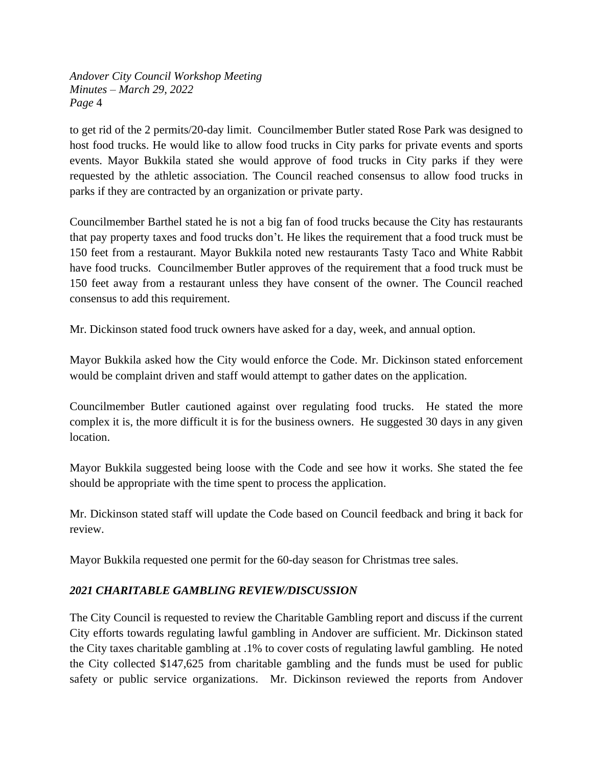to get rid of the 2 permits/20-day limit. Councilmember Butler stated Rose Park was designed to host food trucks. He would like to allow food trucks in City parks for private events and sports events. Mayor Bukkila stated she would approve of food trucks in City parks if they were requested by the athletic association. The Council reached consensus to allow food trucks in parks if they are contracted by an organization or private party.

Councilmember Barthel stated he is not a big fan of food trucks because the City has restaurants that pay property taxes and food trucks don't. He likes the requirement that a food truck must be 150 feet from a restaurant. Mayor Bukkila noted new restaurants Tasty Taco and White Rabbit have food trucks. Councilmember Butler approves of the requirement that a food truck must be 150 feet away from a restaurant unless they have consent of the owner. The Council reached consensus to add this requirement.

Mr. Dickinson stated food truck owners have asked for a day, week, and annual option.

Mayor Bukkila asked how the City would enforce the Code. Mr. Dickinson stated enforcement would be complaint driven and staff would attempt to gather dates on the application.

Councilmember Butler cautioned against over regulating food trucks. He stated the more complex it is, the more difficult it is for the business owners. He suggested 30 days in any given location.

Mayor Bukkila suggested being loose with the Code and see how it works. She stated the fee should be appropriate with the time spent to process the application.

Mr. Dickinson stated staff will update the Code based on Council feedback and bring it back for review.

Mayor Bukkila requested one permit for the 60-day season for Christmas tree sales.

### *2021 CHARITABLE GAMBLING REVIEW/DISCUSSION*

The City Council is requested to review the Charitable Gambling report and discuss if the current City efforts towards regulating lawful gambling in Andover are sufficient. Mr. Dickinson stated the City taxes charitable gambling at .1% to cover costs of regulating lawful gambling. He noted the City collected $147,625 from charitable gambling and the funds must be used for public safety or public service organizations. Mr. Dickinson reviewed the reports from Andover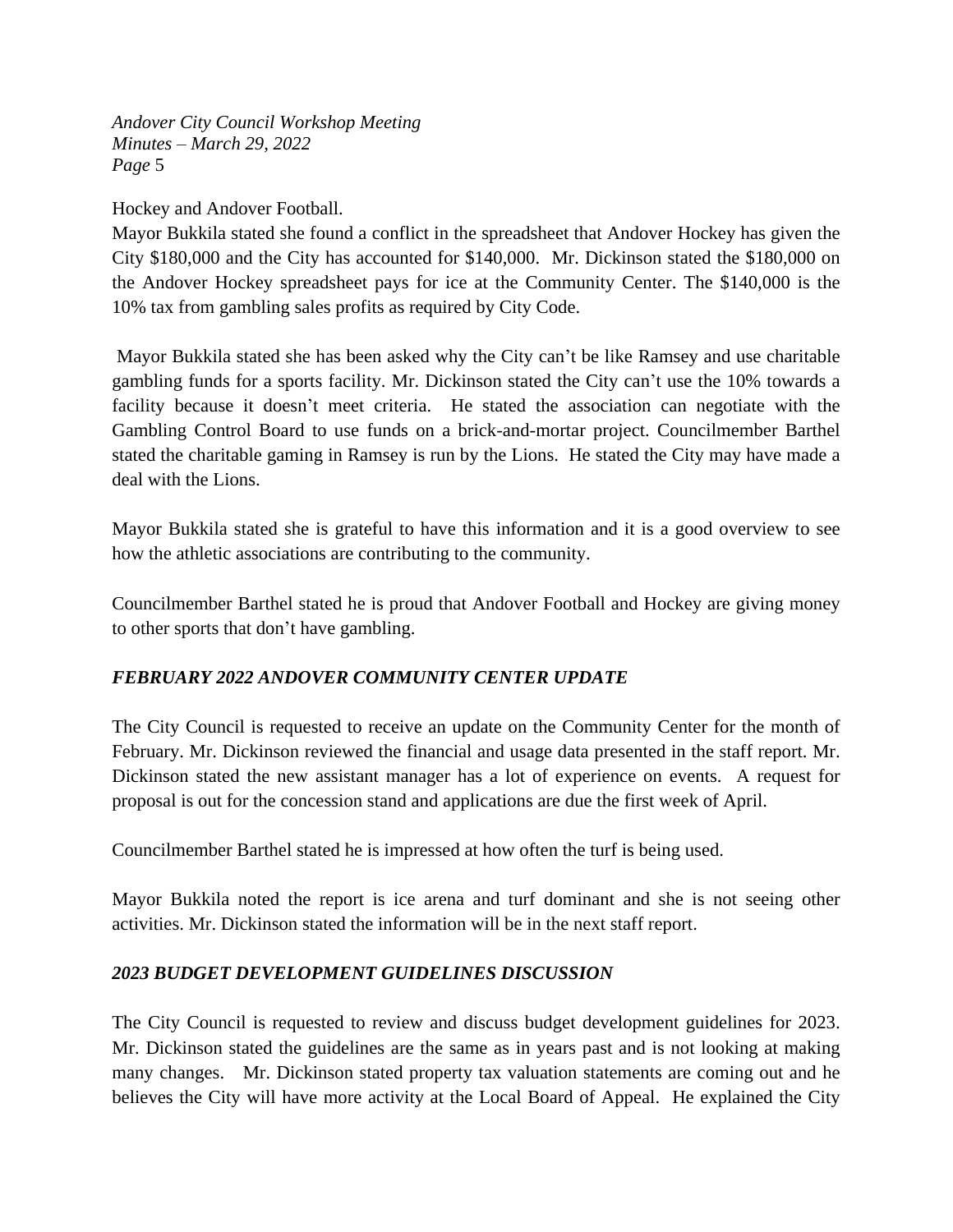Hockey and Andover Football.

Mayor Bukkila stated she found a conflict in the spreadsheet that Andover Hockey has given the City $180,000 and the City has accounted for $140,000. Mr. Dickinson stated the $180,000 on the Andover Hockey spreadsheet pays for ice at the Community Center. The $140,000 is the 10% tax from gambling sales profits as required by City Code.

Mayor Bukkila stated she has been asked why the City can't be like Ramsey and use charitable gambling funds for a sports facility. Mr. Dickinson stated the City can't use the 10% towards a facility because it doesn't meet criteria. He stated the association can negotiate with the Gambling Control Board to use funds on a brick-and-mortar project. Councilmember Barthel stated the charitable gaming in Ramsey is run by the Lions. He stated the City may have made a deal with the Lions.

Mayor Bukkila stated she is grateful to have this information and it is a good overview to see how the athletic associations are contributing to the community.

Councilmember Barthel stated he is proud that Andover Football and Hockey are giving money to other sports that don't have gambling.

### *FEBRUARY 2022 ANDOVER COMMUNITY CENTER UPDATE*

The City Council is requested to receive an update on the Community Center for the month of February. Mr. Dickinson reviewed the financial and usage data presented in the staff report. Mr. Dickinson stated the new assistant manager has a lot of experience on events. A request for proposal is out for the concession stand and applications are due the first week of April.

Councilmember Barthel stated he is impressed at how often the turf is being used.

Mayor Bukkila noted the report is ice arena and turf dominant and she is not seeing other activities. Mr. Dickinson stated the information will be in the next staff report.

### *2023 BUDGET DEVELOPMENT GUIDELINES DISCUSSION*

The City Council is requested to review and discuss budget development guidelines for 2023. Mr. Dickinson stated the guidelines are the same as in years past and is not looking at making many changes. Mr. Dickinson stated property tax valuation statements are coming out and he believes the City will have more activity at the Local Board of Appeal. He explained the City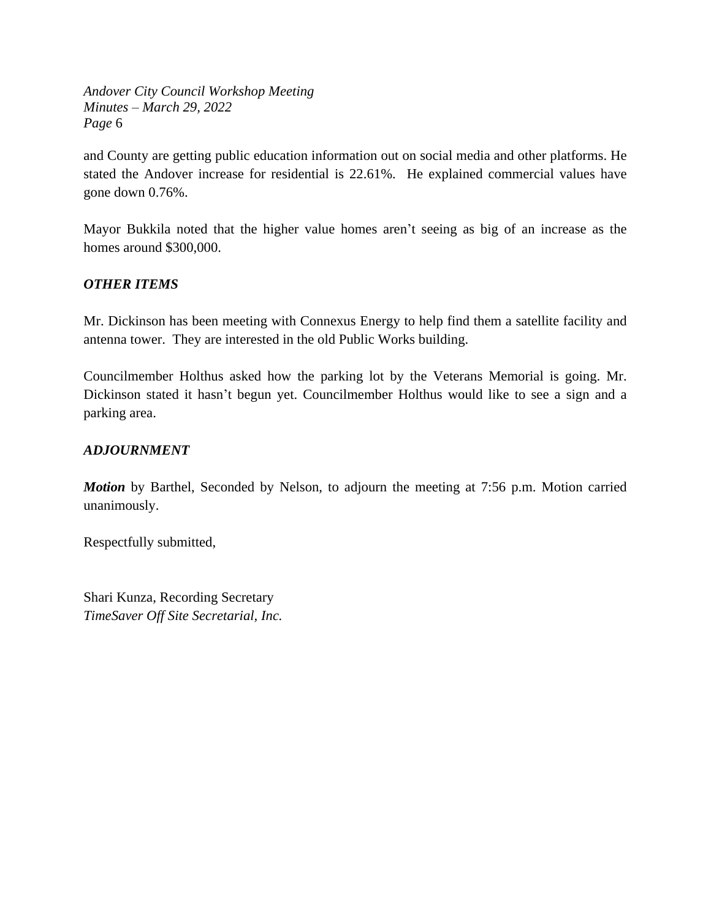and County are getting public education information out on social media and other platforms. He stated the Andover increase for residential is 22.61%. He explained commercial values have gone down 0.76%.

Mayor Bukkila noted that the higher value homes aren't seeing as big of an increase as the homes around $300,000.

***OTHER ITEMS***

Mr. Dickinson has been meeting with Connexus Energy to help find them a satellite facility and antenna tower. They are interested in the old Public Works building.

Councilmember Holthus asked how the parking lot by the Veterans Memorial is going. Mr. Dickinson stated it hasn't begun yet. Councilmember Holthus would like to see a sign and a parking area.

***ADJOURNMENT***

***Motion*** by Barthel, Seconded by Nelson, to adjourn the meeting at 7:56 p.m. Motion carried unanimously.

Respectfully submitted,

Shari Kunza, Recording Secretary
*TimeSaver Off Site Secretarial, Inc.*